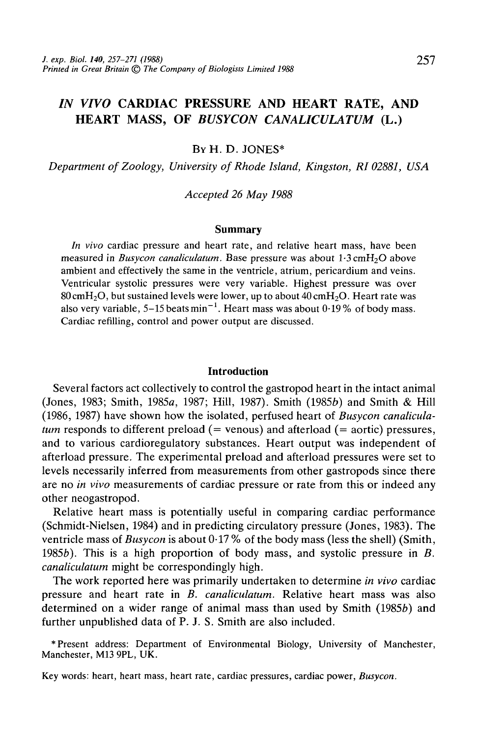# *IN VIVO* CARDIAC PRESSURE AND HEART RATE, AND HEART MASS, OF *BUSYCON CANALICULATUM* (L.)

BY H. D. JONES*

*Department of Zoology, University of Rhode Island, Kingston, RI 02881, USA*

*Accepted 26 May 1988*

## Summary

*In vivo* cardiac pressure and heart rate, and relative heart mass, have been measured in *Busycon canaliculatum*. Base pressure was about 1·3 $cmH_2O$ above ambient and effectively the same in the ventricle, atrium, pericardium and veins. Ventricular systolic pressures were very variable. Highest pressure was over 80 $cmH_2O$, but sustained levels were lower, up to about 40 $cmH_2O$. Heart rate was also very variable, 5–15 beats $min^{-1}$. Heart mass was about 0·19 % of body mass. Cardiac refilling, control and power output are discussed.

## Introduction

Several factors act collectively to control the gastropod heart in the intact animal (Jones, 1983; Smith, 1985*a*, 1987; Hill, 1987). Smith (1985*b*) and Smith & Hill (1986, 1987) have shown how the isolated, perfused heart of *Busycon canaliculatum* responds to different preload (= venous) and afterload (= aortic) pressures, and to various cardioregulatory substances. Heart output was independent of afterload pressure. The experimental preload and afterload pressures were set to levels necessarily inferred from measurements from other gastropods since there are no *in vivo* measurements of cardiac pressure or rate from this or indeed any other neogastropod.

Relative heart mass is potentially useful in comparing cardiac performance (Schmidt-Nielsen, 1984) and in predicting circulatory pressure (Jones, 1983). The ventricle mass of *Busycon* is about 0·17 % of the body mass (less the shell) (Smith, 1985*b*). This is a high proportion of body mass, and systolic pressure in *B. canaliculatum* might be correspondingly high.

The work reported here was primarily undertaken to determine *in vivo* cardiac pressure and heart rate in *B. canaliculatum*. Relative heart mass was also determined on a wider range of animal mass than used by Smith (1985*b*) and further unpublished data of P. J. S. Smith are also included.

*Present address: Department of Environmental Biology, University of Manchester, Manchester, M13 9PL, UK.

Key words: heart, heart mass, heart rate, cardiac pressures, cardiac power, *Busycon*.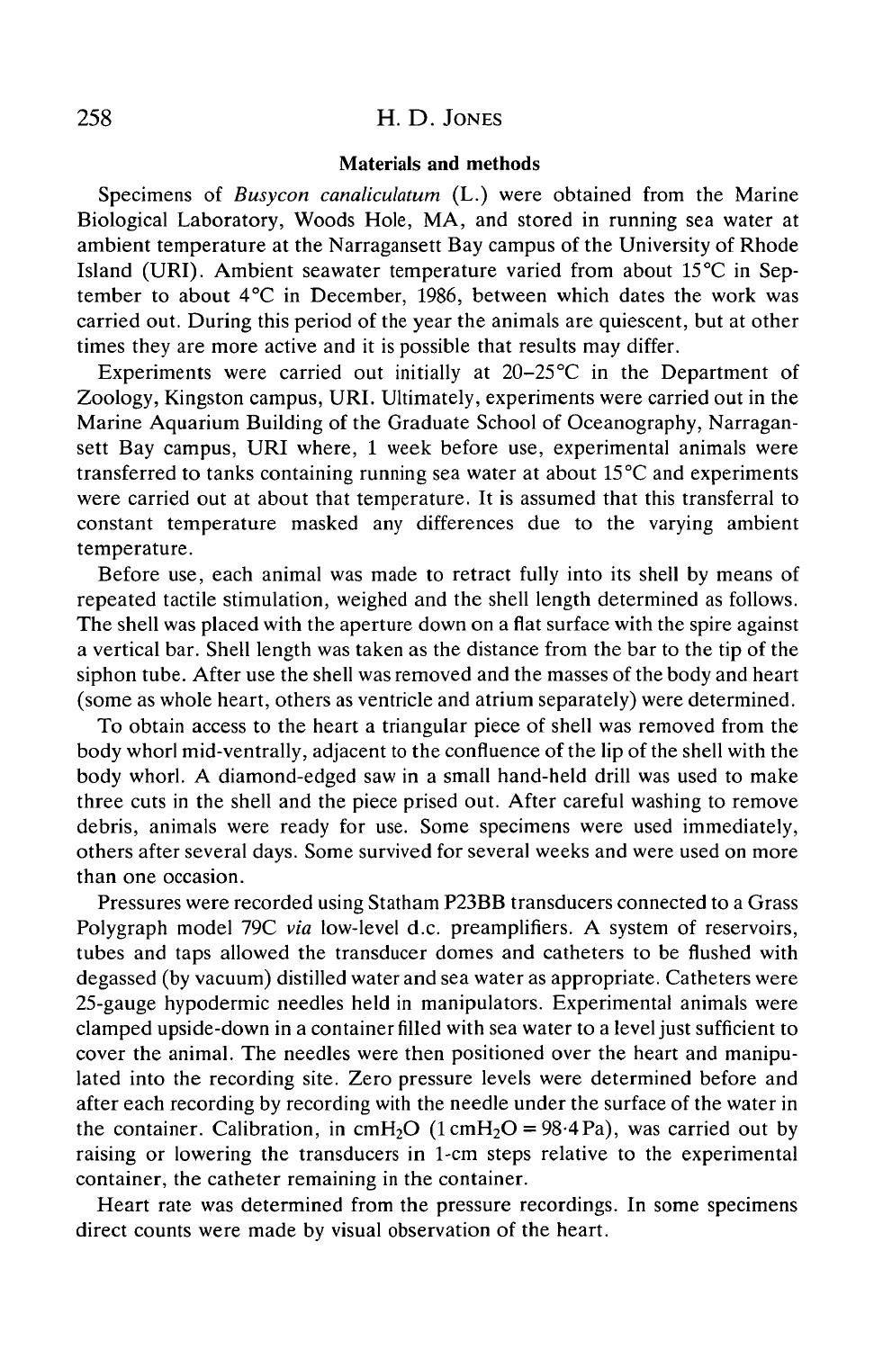## Materials and methods

Specimens of *Busycon canaliculatum* (L.) were obtained from the Marine Biological Laboratory, Woods Hole, MA, and stored in running sea water at ambient temperature at the Narragansett Bay campus of the University of Rhode Island (URI). Ambient seawater temperature varied from about 15°C in September to about 4°C in December, 1986, between which dates the work was carried out. During this period of the year the animals are quiescent, but at other times they are more active and it is possible that results may differ.

Experiments were carried out initially at 20–25°C in the Department of Zoology, Kingston campus, URI. Ultimately, experiments were carried out in the Marine Aquarium Building of the Graduate School of Oceanography, Narragansett Bay campus, URI where, 1 week before use, experimental animals were transferred to tanks containing running sea water at about 15°C and experiments were carried out at about that temperature. It is assumed that this transferral to constant temperature masked any differences due to the varying ambient temperature.

Before use, each animal was made to retract fully into its shell by means of repeated tactile stimulation, weighed and the shell length determined as follows. The shell was placed with the aperture down on a flat surface with the spire against a vertical bar. Shell length was taken as the distance from the bar to the tip of the siphon tube. After use the shell was removed and the masses of the body and heart (some as whole heart, others as ventricle and atrium separately) were determined.

To obtain access to the heart a triangular piece of shell was removed from the body whorl mid-ventrally, adjacent to the confluence of the lip of the shell with the body whorl. A diamond-edged saw in a small hand-held drill was used to make three cuts in the shell and the piece prised out. After careful washing to remove debris, animals were ready for use. Some specimens were used immediately, others after several days. Some survived for several weeks and were used on more than one occasion.

Pressures were recorded using Statham P23BB transducers connected to a Grass Polygraph model 79C *via* low-level d.c. preamplifiers. A system of reservoirs, tubes and taps allowed the transducer domes and catheters to be flushed with degassed (by vacuum) distilled water and sea water as appropriate. Catheters were 25-gauge hypodermic needles held in manipulators. Experimental animals were clamped upside-down in a container filled with sea water to a level just sufficient to cover the animal. The needles were then positioned over the heart and manipulated into the recording site. Zero pressure levels were determined before and after each recording by recording with the needle under the surface of the water in the container. Calibration, in $cmH_2O$ ($1\,cmH_2O = 98{\cdot}4\,Pa$), was carried out by raising or lowering the transducers in 1-cm steps relative to the experimental container, the catheter remaining in the container.

Heart rate was determined from the pressure recordings. In some specimens direct counts were made by visual observation of the heart.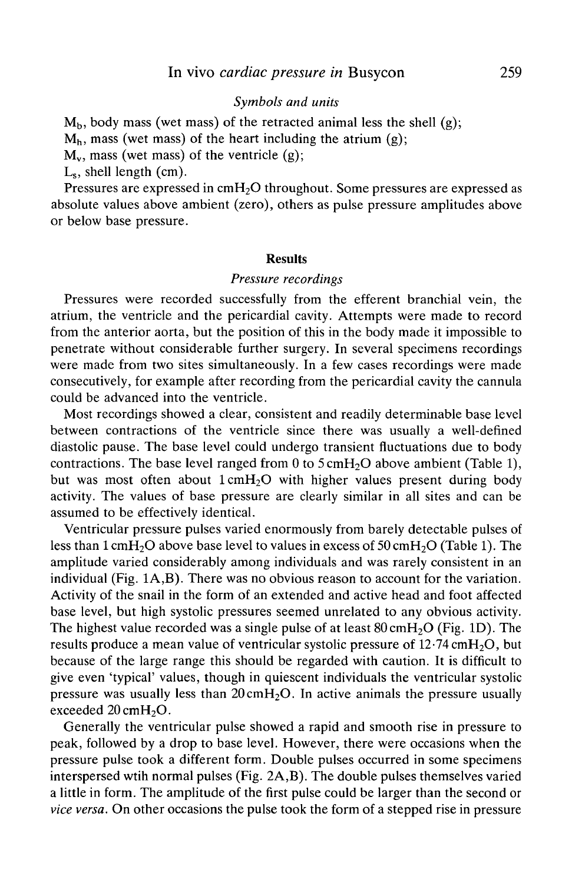*Symbols and units*

$M_b$, body mass (wet mass) of the retracted animal less the shell (g);

$M_h$, mass (wet mass) of the heart including the atrium (g);

$M_v$, mass (wet mass) of the ventricle (g);

$L_s$, shell length (cm).

Pressures are expressed in $cmH_2O$ throughout. Some pressures are expressed as absolute values above ambient (zero), others as pulse pressure amplitudes above or below base pressure.

## Results

### *Pressure recordings*

Pressures were recorded successfully from the efferent branchial vein, the atrium, the ventricle and the pericardial cavity. Attempts were made to record from the anterior aorta, but the position of this in the body made it impossible to penetrate without considerable further surgery. In several specimens recordings were made from two sites simultaneously. In a few cases recordings were made consecutively, for example after recording from the pericardial cavity the cannula could be advanced into the ventricle.

Most recordings showed a clear, consistent and readily determinable base level between contractions of the ventricle since there was usually a well-defined diastolic pause. The base level could undergo transient fluctuations due to body contractions. The base level ranged from 0 to 5 $cmH_2O$ above ambient (Table 1), but was most often about 1 $cmH_2O$ with higher values present during body activity. The values of base pressure are clearly similar in all sites and can be assumed to be effectively identical.

Ventricular pressure pulses varied enormously from barely detectable pulses of less than 1 $cmH_2O$ above base level to values in excess of 50 $cmH_2O$ (Table 1). The amplitude varied considerably among individuals and was rarely consistent in an individual (Fig. 1A,B). There was no obvious reason to account for the variation. Activity of the snail in the form of an extended and active head and foot affected base level, but high systolic pressures seemed unrelated to any obvious activity. The highest value recorded was a single pulse of at least 80 $cmH_2O$ (Fig. 1D). The results produce a mean value of ventricular systolic pressure of 12·74 $cmH_2O$, but because of the large range this should be regarded with caution. It is difficult to give even 'typical' values, though in quiescent individuals the ventricular systolic pressure was usually less than 20 $cmH_2O$. In active animals the pressure usually exceeded 20 $cmH_2O$.

Generally the ventricular pulse showed a rapid and smooth rise in pressure to peak, followed by a drop to base level. However, there were occasions when the pressure pulse took a different form. Double pulses occurred in some specimens interspersed wtih normal pulses (Fig. 2A,B). The double pulses themselves varied a little in form. The amplitude of the first pulse could be larger than the second or *vice versa*. On other occasions the pulse took the form of a stepped rise in pressure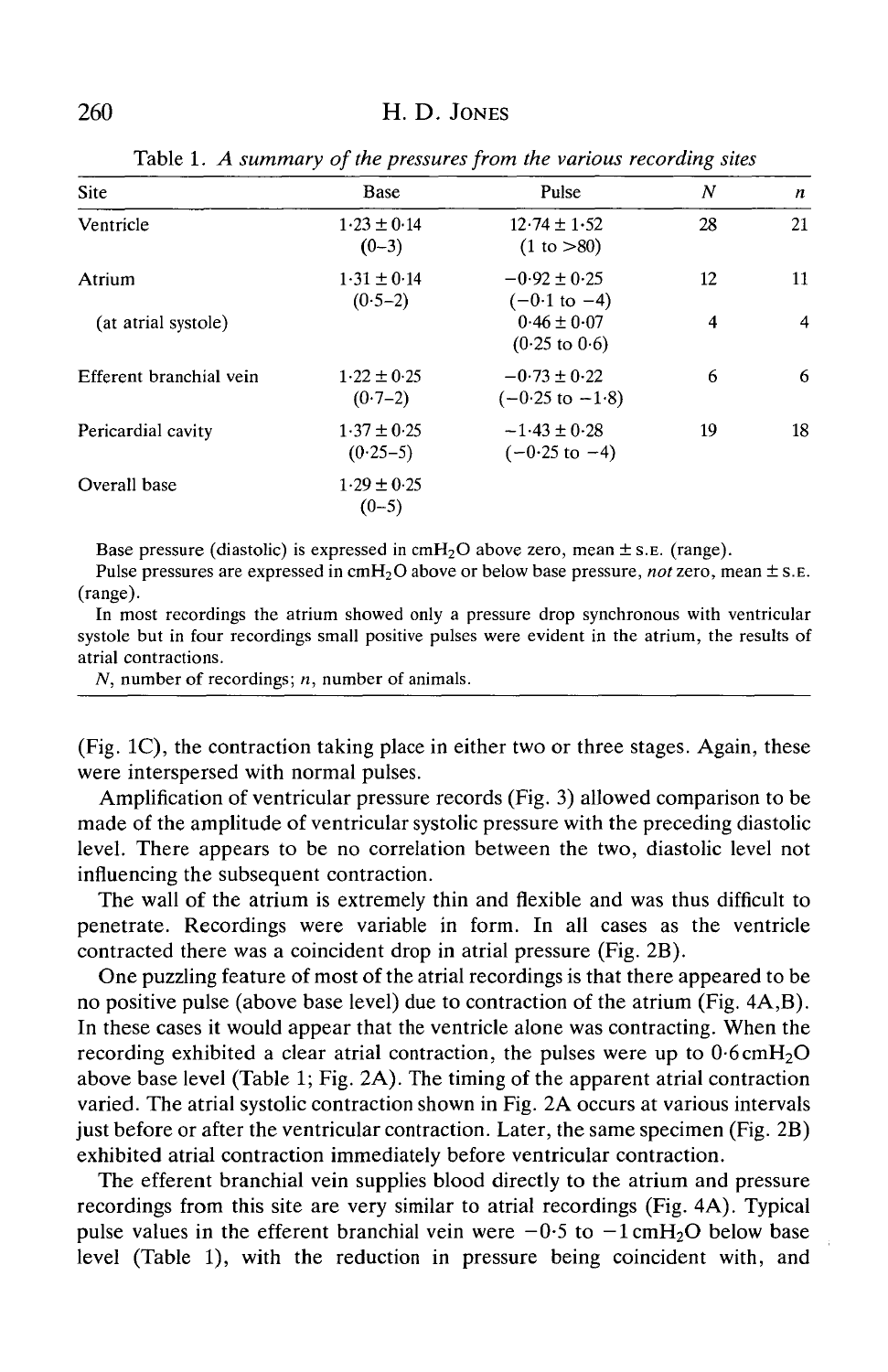Table 1. *A summary of the pressures from the various recording sites*

| Site | Base | Pulse | $N$ | $n$ |
|---|---|---|---|---|
| Ventricle | 1·23 ± 0·14 (0–3) | 12·74 ± 1·52 (1 to >80) | 28 | 21 |
| Atrium | 1·31 ± 0·14 (0·5–2) | −0·92 ± 0·25 (−0·1 to −4) | 12 | 11 |
| (at atrial systole) | | 0·46 ± 0·07 (0·25 to 0·6) | 4 | 4 |
| Efferent branchial vein | 1·22 ± 0·25 (0·7–2) | −0·73 ± 0·22 (−0·25 to −1·8) | 6 | 6 |
| Pericardial cavity | 1·37 ± 0·25 (0·25–5) | −1·43 ± 0·28 (−0·25 to −4) | 19 | 18 |
| Overall base | 1·29 ± 0·25 (0–5) | | | |

Base pressure (diastolic) is expressed in $cmH_2O$ above zero, mean ± S.E. (range).

Pulse pressures are expressed in $cmH_2O$ above or below base pressure, *not* zero, mean ± S.E. (range).

In most recordings the atrium showed only a pressure drop synchronous with ventricular systole but in four recordings small positive pulses were evident in the atrium, the results of atrial contractions.

$N$, number of recordings; $n$, number of animals.

(Fig. 1C), the contraction taking place in either two or three stages. Again, these were interspersed with normal pulses.

Amplification of ventricular pressure records (Fig. 3) allowed comparison to be made of the amplitude of ventricular systolic pressure with the preceding diastolic level. There appears to be no correlation between the two, diastolic level not influencing the subsequent contraction.

The wall of the atrium is extremely thin and flexible and was thus difficult to penetrate. Recordings were variable in form. In all cases as the ventricle contracted there was a coincident drop in atrial pressure (Fig. 2B).

One puzzling feature of most of the atrial recordings is that there appeared to be no positive pulse (above base level) due to contraction of the atrium (Fig. 4A,B). In these cases it would appear that the ventricle alone was contracting. When the recording exhibited a clear atrial contraction, the pulses were up to 0·6 $cmH_2O$ above base level (Table 1; Fig. 2A). The timing of the apparent atrial contraction varied. The atrial systolic contraction shown in Fig. 2A occurs at various intervals just before or after the ventricular contraction. Later, the same specimen (Fig. 2B) exhibited atrial contraction immediately before ventricular contraction.

The efferent branchial vein supplies blood directly to the atrium and pressure recordings from this site are very similar to atrial recordings (Fig. 4A). Typical pulse values in the efferent branchial vein were −0·5 to −1 $cmH_2O$ below base level (Table 1), with the reduction in pressure being coincident with, and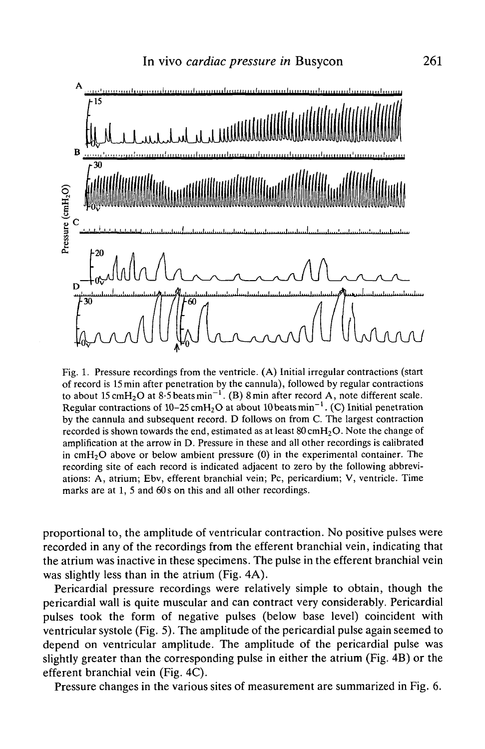Fig. 1. Pressure recordings from the ventricle. (A) Initial irregular contractions (start of record is 15 min after penetration by the cannula), followed by regular contractions to about 15 $cmH_2O$ at 8·5 beats $min^{-1}$. (B) 8 min after record A, note different scale. Regular contractions of 10–25 $cmH_2O$ at about 10 beats $min^{-1}$. (C) Initial penetration by the cannula and subsequent record. D follows on from C. The largest contraction recorded is shown towards the end, estimated as at least 80 $cmH_2O$. Note the change of amplification at the arrow in D. Pressure in these and all other recordings is calibrated in $cmH_2O$ above or below ambient pressure (0) in the experimental container. The recording site of each record is indicated adjacent to zero by the following abbreviations: A, atrium; Ebv, efferent branchial vein; Pc, pericardium; V, ventricle. Time marks are at 1, 5 and 60 s on this and all other recordings.

proportional to, the amplitude of ventricular contraction. No positive pulses were recorded in any of the recordings from the efferent branchial vein, indicating that the atrium was inactive in these specimens. The pulse in the efferent branchial vein was slightly less than in the atrium (Fig. 4A).

Pericardial pressure recordings were relatively simple to obtain, though the pericardial wall is quite muscular and can contract very considerably. Pericardial pulses took the form of negative pulses (below base level) coincident with ventricular systole (Fig. 5). The amplitude of the pericardial pulse again seemed to depend on ventricular amplitude. The amplitude of the pericardial pulse was slightly greater than the corresponding pulse in either the atrium (Fig. 4B) or the efferent branchial vein (Fig. 4C).

Pressure changes in the various sites of measurement are summarized in Fig. 6.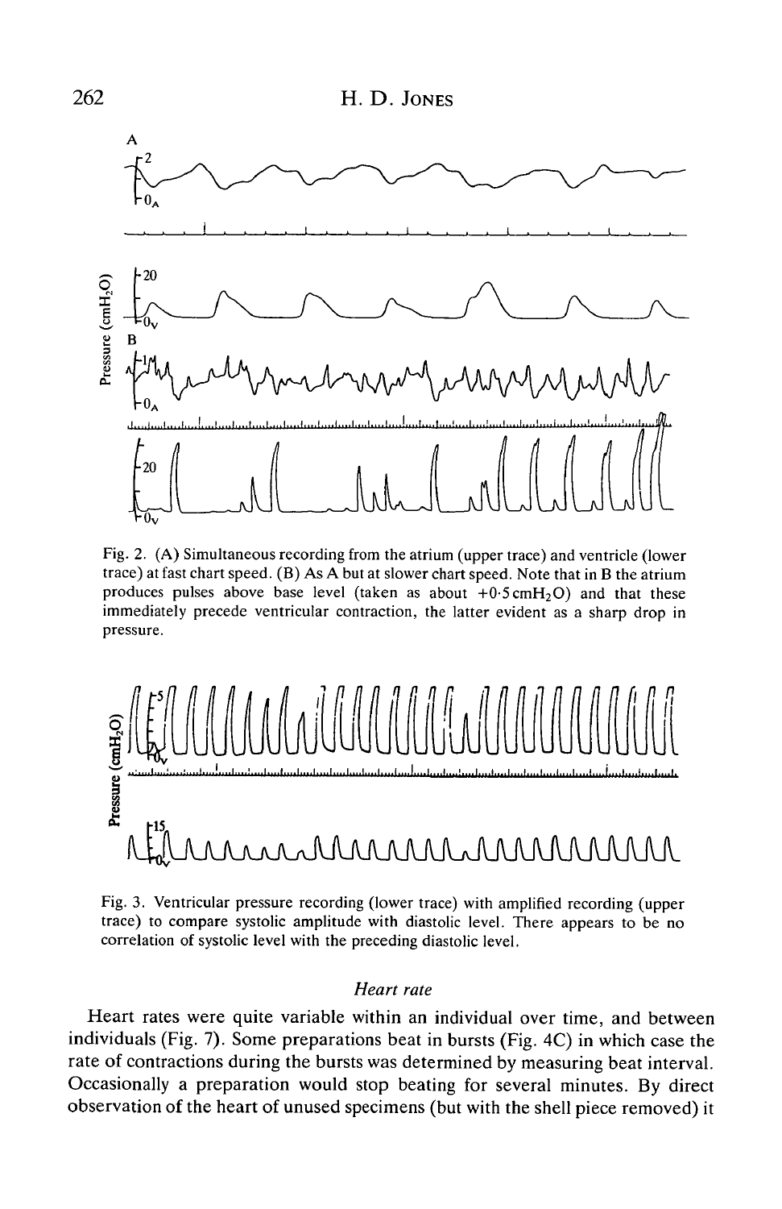Fig. 2. (A) Simultaneous recording from the atrium (upper trace) and ventricle (lower trace) at fast chart speed. (B) As A but at slower chart speed. Note that in B the atrium produces pulses above base level (taken as about $+0.5\,cmH_2O$) and that these immediately precede ventricular contraction, the latter evident as a sharp drop in pressure.

Fig. 3. Ventricular pressure recording (lower trace) with amplified recording (upper trace) to compare systolic amplitude with diastolic level. There appears to be no correlation of systolic level with the preceding diastolic level.

### *Heart rate*

Heart rates were quite variable within an individual over time, and between individuals (Fig. 7). Some preparations beat in bursts (Fig. 4C) in which case the rate of contractions during the bursts was determined by measuring beat interval. Occasionally a preparation would stop beating for several minutes. By direct observation of the heart of unused specimens (but with the shell piece removed) it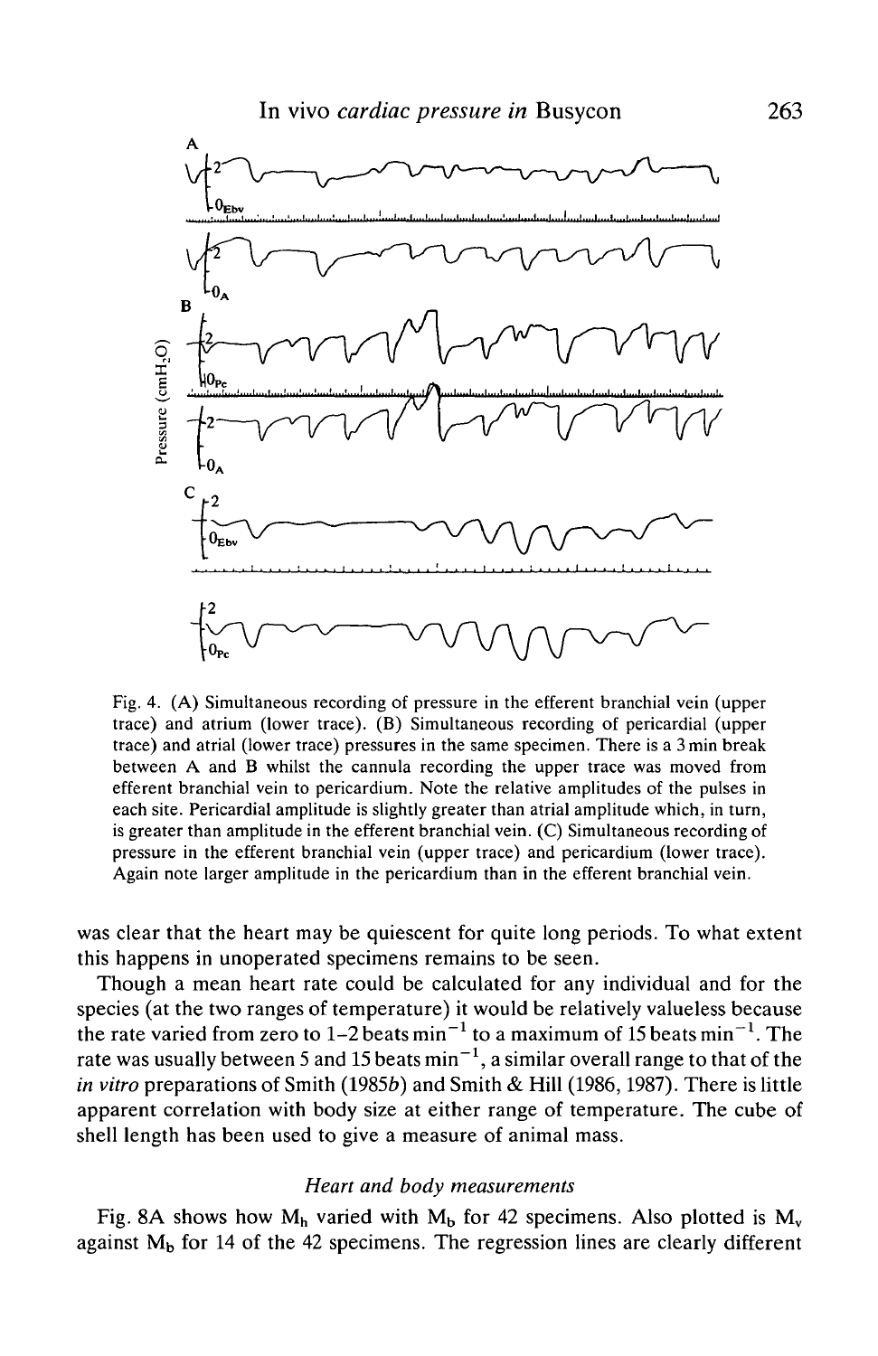Fig. 4. (A) Simultaneous recording of pressure in the efferent branchial vein (upper trace) and atrium (lower trace). (B) Simultaneous recording of pericardial (upper trace) and atrial (lower trace) pressures in the same specimen. There is a 3 min break between A and B whilst the cannula recording the upper trace was moved from efferent branchial vein to pericardium. Note the relative amplitudes of the pulses in each site. Pericardial amplitude is slightly greater than atrial amplitude which, in turn, is greater than amplitude in the efferent branchial vein. (C) Simultaneous recording of pressure in the efferent branchial vein (upper trace) and pericardium (lower trace). Again note larger amplitude in the pericardium than in the efferent branchial vein.

was clear that the heart may be quiescent for quite long periods. To what extent this happens in unoperated specimens remains to be seen.

Though a mean heart rate could be calculated for any individual and for the species (at the two ranges of temperature) it would be relatively valueless because the rate varied from zero to 1–2 beats $min^{-1}$ to a maximum of 15 beats $min^{-1}$. The rate was usually between 5 and 15 beats $min^{-1}$, a similar overall range to that of the *in vitro* preparations of Smith (1985*b*) and Smith & Hill (1986, 1987). There is little apparent correlation with body size at either range of temperature. The cube of shell length has been used to give a measure of animal mass.

### *Heart and body measurements*

Fig. 8A shows how $M_h$ varied with $M_b$ for 42 specimens. Also plotted is $M_v$ against $M_b$ for 14 of the 42 specimens. The regression lines are clearly different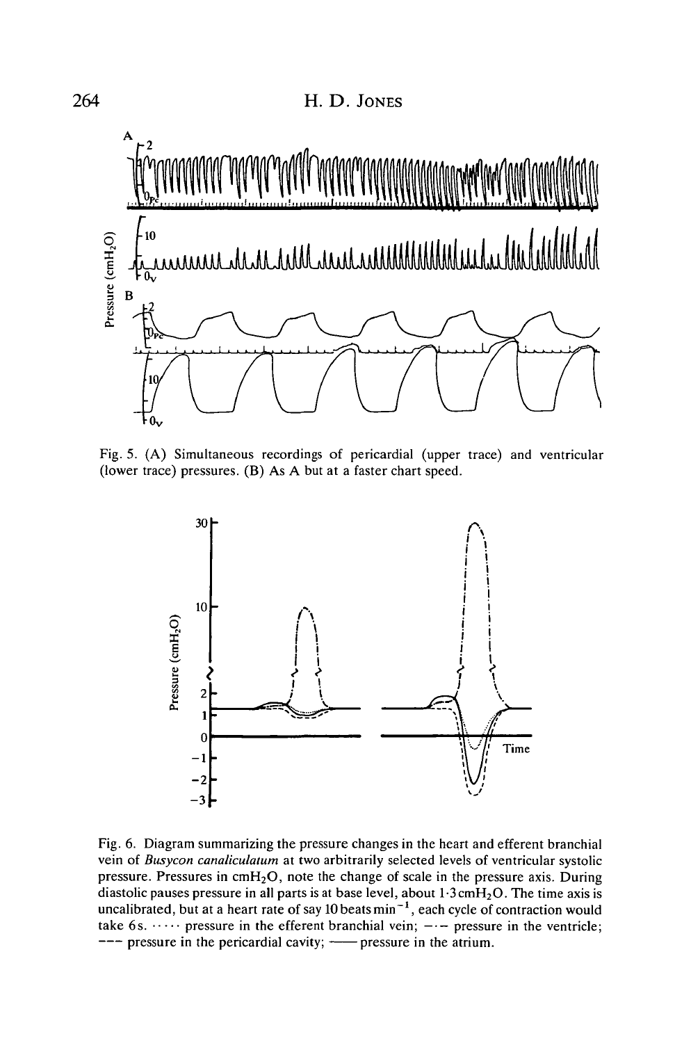Fig. 5. (A) Simultaneous recordings of pericardial (upper trace) and ventricular (lower trace) pressures. (B) As A but at a faster chart speed.

Fig. 6. Diagram summarizing the pressure changes in the heart and efferent branchial vein of *Busycon canaliculatum* at two arbitrarily selected levels of ventricular systolic pressure. Pressures in $cmH_2O$, note the change of scale in the pressure axis. During diastolic pauses pressure in all parts is at base level, about $1 \cdot 3\,cmH_2O$. The time axis is uncalibrated, but at a heart rate of say $10\,beats\,min^{-1}$, each cycle of contraction would take 6s. ····· pressure in the efferent branchial vein; —·— pressure in the ventricle; --- pressure in the pericardial cavity; —— pressure in the atrium.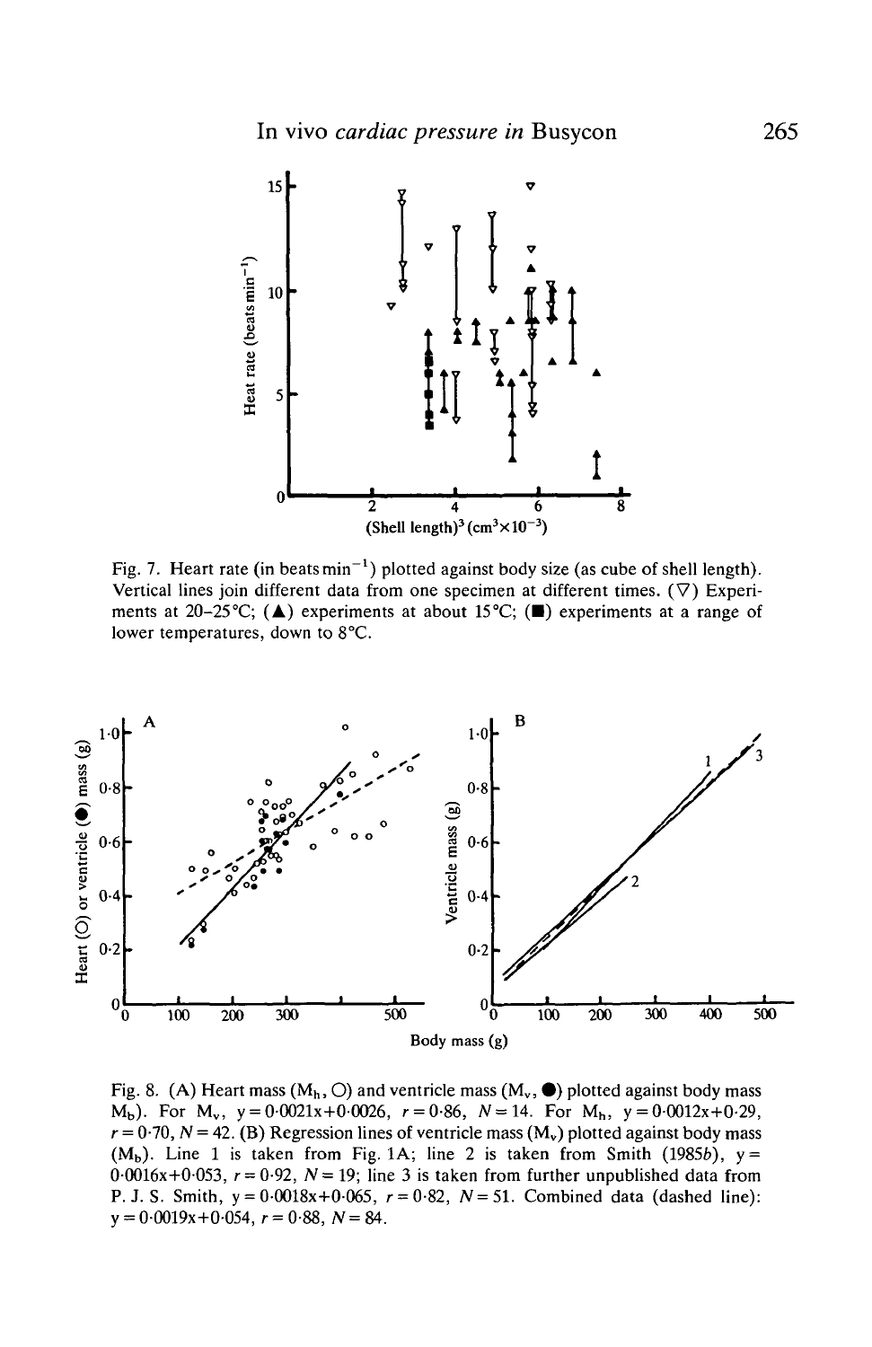Fig. 7. Heart rate (in beats $min^{-1}$) plotted against body size (as cube of shell length). Vertical lines join different data from one specimen at different times. (▽) Experiments at 20–25 °C; (▲) experiments at about 15 °C; (■) experiments at a range of lower temperatures, down to 8 °C.

Fig. 8. (A) Heart mass ($M_h$, ○) and ventricle mass ($M_v$, ●) plotted against body mass $M_b$). For $M_v$, $y = 0{\cdot}0021x + 0{\cdot}0026$, $r = 0{\cdot}86$, $N = 14$. For $M_h$, $y = 0{\cdot}0012x + 0{\cdot}29$, $r = 0{\cdot}70$, $N = 42$. (B) Regression lines of ventricle mass ($M_v$) plotted against body mass ($M_b$). Line 1 is taken from Fig. 1A; line 2 is taken from Smith (1985*b*), $y = 0{\cdot}0016x + 0{\cdot}053$, $r = 0{\cdot}92$, $N = 19$; line 3 is taken from further unpublished data from P. J. S. Smith, $y = 0{\cdot}0018x + 0{\cdot}065$, $r = 0{\cdot}82$, $N = 51$. Combined data (dashed line): $y = 0{\cdot}0019x + 0{\cdot}054$, $r = 0{\cdot}88$, $N = 84$.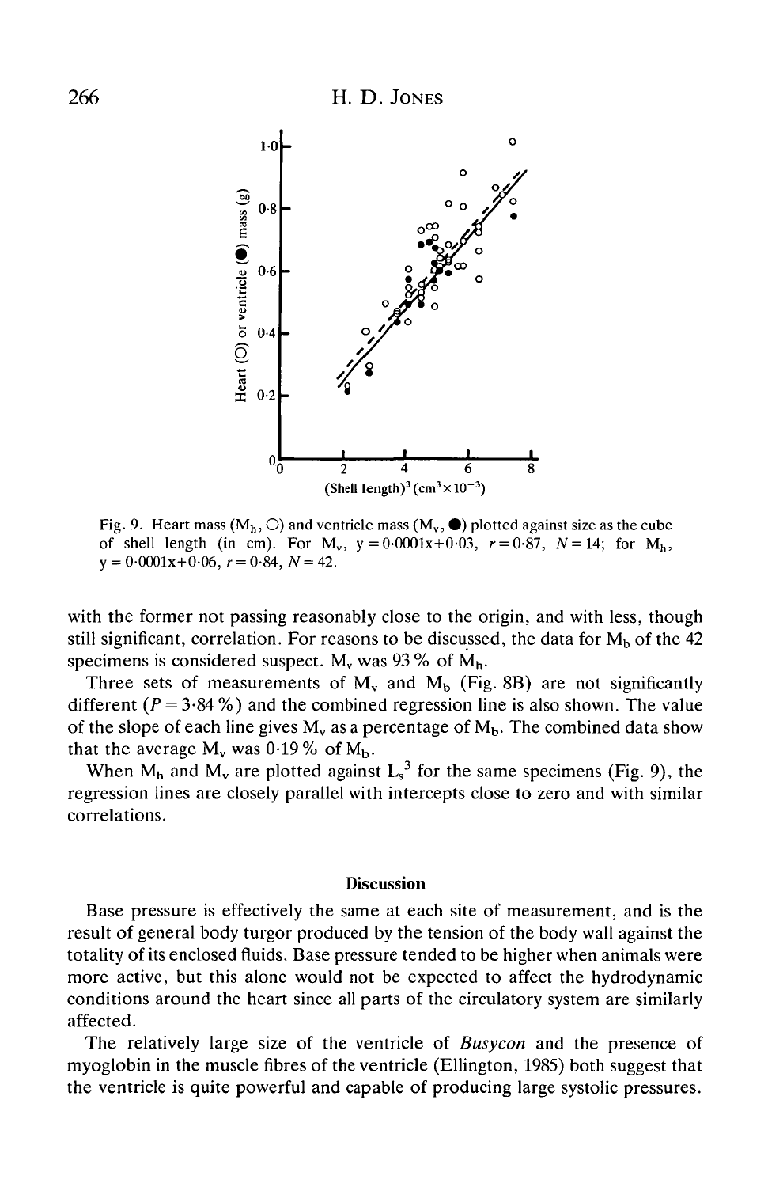Fig. 9. Heart mass ($M_h$, ○) and ventricle mass ($M_v$, ●) plotted against size as the cube of shell length (in cm). For $M_v$, $y = 0{\cdot}0001x + 0{\cdot}03$, $r = 0{\cdot}87$, $N = 14$; for $M_h$, $y = 0{\cdot}0001x + 0{\cdot}06$, $r = 0{\cdot}84$, $N = 42$.

with the former not passing reasonably close to the origin, and with less, though still significant, correlation. For reasons to be discussed, the data for $M_b$ of the 42 specimens is considered suspect. $M_v$ was 93 % of $M_h$.

Three sets of measurements of $M_v$ and $M_b$ (Fig. 8B) are not significantly different ($P = 3{\cdot}84$ %) and the combined regression line is also shown. The value of the slope of each line gives $M_v$ as a percentage of $M_b$. The combined data show that the average $M_v$ was 0·19 % of $M_b$.

When $M_h$ and $M_v$ are plotted against $L_s^3$ for the same specimens (Fig. 9), the regression lines are closely parallel with intercepts close to zero and with similar correlations.

## Discussion

Base pressure is effectively the same at each site of measurement, and is the result of general body turgor produced by the tension of the body wall against the totality of its enclosed fluids. Base pressure tended to be higher when animals were more active, but this alone would not be expected to affect the hydrodynamic conditions around the heart since all parts of the circulatory system are similarly affected.

The relatively large size of the ventricle of *Busycon* and the presence of myoglobin in the muscle fibres of the ventricle (Ellington, 1985) both suggest that the ventricle is quite powerful and capable of producing large systolic pressures.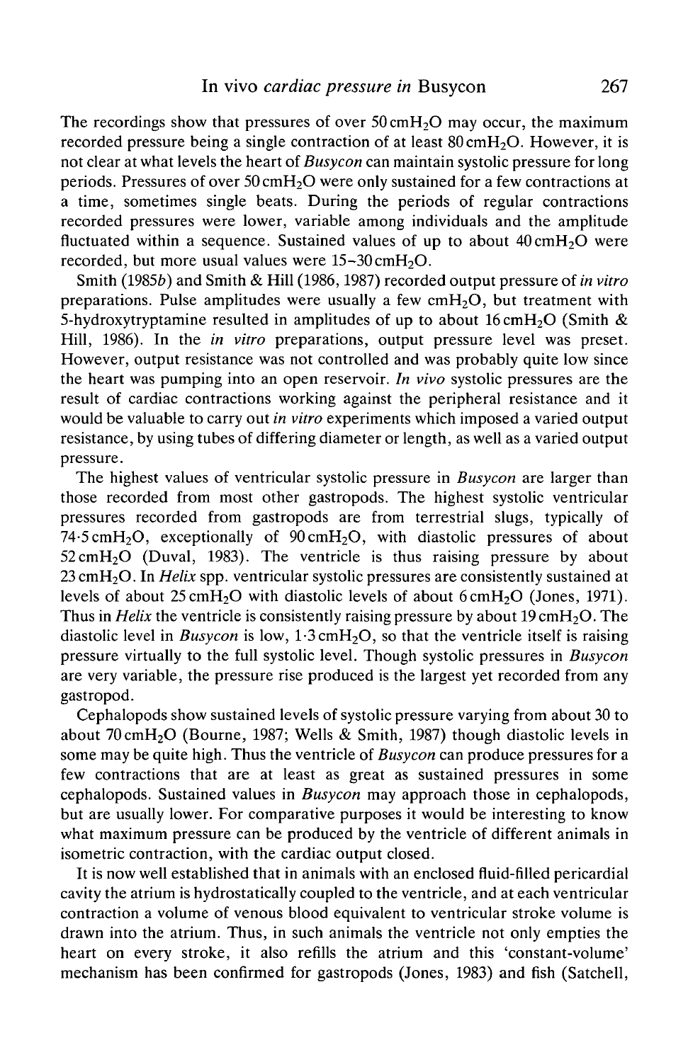The recordings show that pressures of over 50 $cmH_2O$ may occur, the maximum recorded pressure being a single contraction of at least 80 $cmH_2O$. However, it is not clear at what levels the heart of *Busycon* can maintain systolic pressure for long periods. Pressures of over 50 $cmH_2O$ were only sustained for a few contractions at a time, sometimes single beats. During the periods of regular contractions recorded pressures were lower, variable among individuals and the amplitude fluctuated within a sequence. Sustained values of up to about 40 $cmH_2O$ were recorded, but more usual values were 15–30 $cmH_2O$.

Smith (1985*b*) and Smith & Hill (1986, 1987) recorded output pressure of *in vitro* preparations. Pulse amplitudes were usually a few $cmH_2O$, but treatment with 5-hydroxytryptamine resulted in amplitudes of up to about 16 $cmH_2O$ (Smith & Hill, 1986). In the *in vitro* preparations, output pressure level was preset. However, output resistance was not controlled and was probably quite low since the heart was pumping into an open reservoir. *In vivo* systolic pressures are the result of cardiac contractions working against the peripheral resistance and it would be valuable to carry out *in vitro* experiments which imposed a varied output resistance, by using tubes of differing diameter or length, as well as a varied output pressure.

The highest values of ventricular systolic pressure in *Busycon* are larger than those recorded from most other gastropods. The highest systolic ventricular pressures recorded from gastropods are from terrestrial slugs, typically of 74·5 $cmH_2O$, exceptionally of 90 $cmH_2O$, with diastolic pressures of about 52 $cmH_2O$ (Duval, 1983). The ventricle is thus raising pressure by about 23 $cmH_2O$. In *Helix* spp. ventricular systolic pressures are consistently sustained at levels of about 25 $cmH_2O$ with diastolic levels of about 6 $cmH_2O$ (Jones, 1971). Thus in *Helix* the ventricle is consistently raising pressure by about 19 $cmH_2O$. The diastolic level in *Busycon* is low, 1·3 $cmH_2O$, so that the ventricle itself is raising pressure virtually to the full systolic level. Though systolic pressures in *Busycon* are very variable, the pressure rise produced is the largest yet recorded from any gastropod.

Cephalopods show sustained levels of systolic pressure varying from about 30 to about 70 $cmH_2O$ (Bourne, 1987; Wells & Smith, 1987) though diastolic levels in some may be quite high. Thus the ventricle of *Busycon* can produce pressures for a few contractions that are at least as great as sustained pressures in some cephalopods. Sustained values in *Busycon* may approach those in cephalopods, but are usually lower. For comparative purposes it would be interesting to know what maximum pressure can be produced by the ventricle of different animals in isometric contraction, with the cardiac output closed.

It is now well established that in animals with an enclosed fluid-filled pericardial cavity the atrium is hydrostatically coupled to the ventricle, and at each ventricular contraction a volume of venous blood equivalent to ventricular stroke volume is drawn into the atrium. Thus, in such animals the ventricle not only empties the heart on every stroke, it also refills the atrium and this 'constant-volume' mechanism has been confirmed for gastropods (Jones, 1983) and fish (Satchell,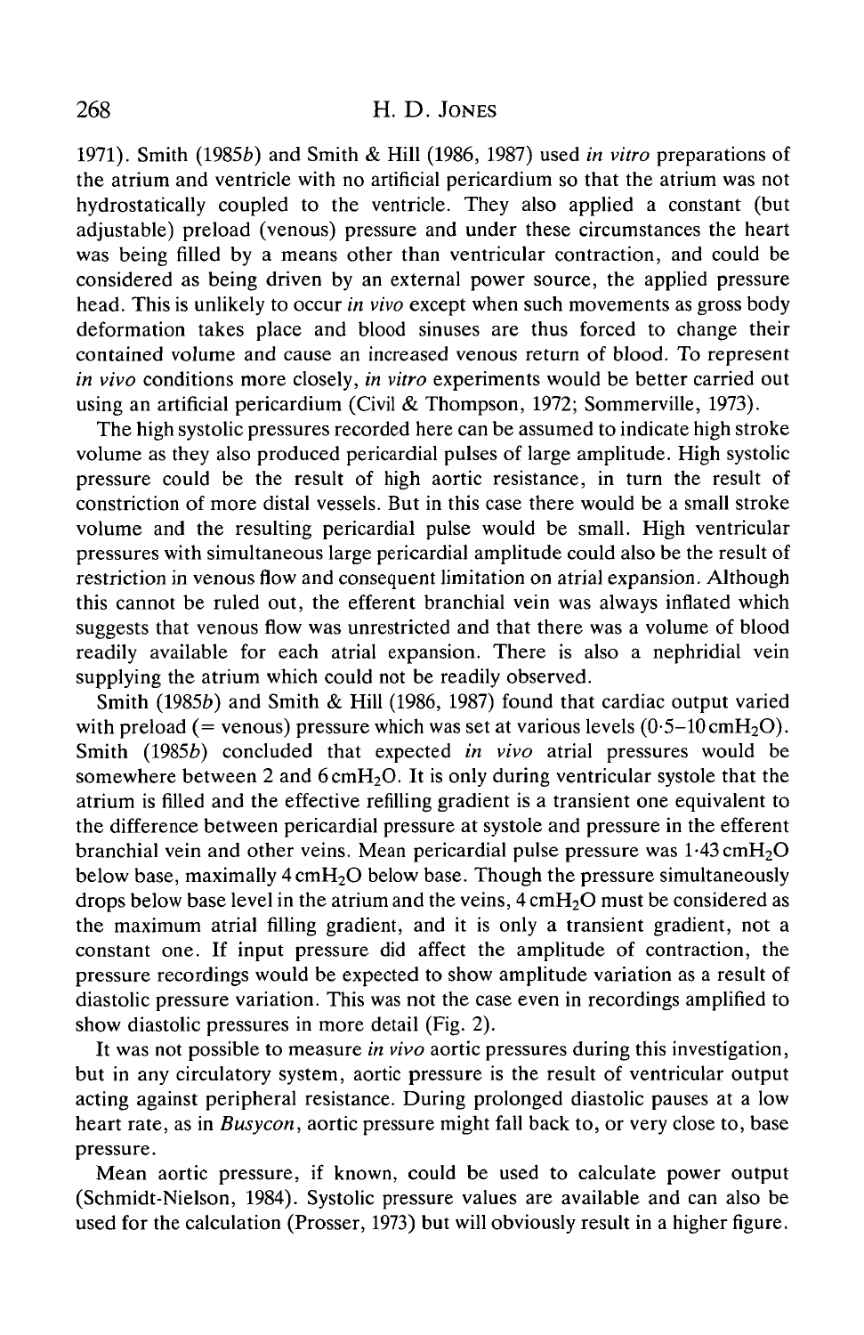1971). Smith (1985*b*) and Smith & Hill (1986, 1987) used *in vitro* preparations of the atrium and ventricle with no artificial pericardium so that the atrium was not hydrostatically coupled to the ventricle. They also applied a constant (but adjustable) preload (venous) pressure and under these circumstances the heart was being filled by a means other than ventricular contraction, and could be considered as being driven by an external power source, the applied pressure head. This is unlikely to occur *in vivo* except when such movements as gross body deformation takes place and blood sinuses are thus forced to change their contained volume and cause an increased venous return of blood. To represent *in vivo* conditions more closely, *in vitro* experiments would be better carried out using an artificial pericardium (Civil & Thompson, 1972; Sommerville, 1973).

The high systolic pressures recorded here can be assumed to indicate high stroke volume as they also produced pericardial pulses of large amplitude. High systolic pressure could be the result of high aortic resistance, in turn the result of constriction of more distal vessels. But in this case there would be a small stroke volume and the resulting pericardial pulse would be small. High ventricular pressures with simultaneous large pericardial amplitude could also be the result of restriction in venous flow and consequent limitation on atrial expansion. Although this cannot be ruled out, the efferent branchial vein was always inflated which suggests that venous flow was unrestricted and that there was a volume of blood readily available for each atrial expansion. There is also a nephridial vein supplying the atrium which could not be readily observed.

Smith (1985*b*) and Smith & Hill (1986, 1987) found that cardiac output varied with preload (= venous) pressure which was set at various levels (0·5–10 $cmH_2O$). Smith (1985*b*) concluded that expected *in vivo* atrial pressures would be somewhere between 2 and 6 $cmH_2O$. It is only during ventricular systole that the atrium is filled and the effective refilling gradient is a transient one equivalent to the difference between pericardial pressure at systole and pressure in the efferent branchial vein and other veins. Mean pericardial pulse pressure was 1·43 $cmH_2O$ below base, maximally 4 $cmH_2O$ below base. Though the pressure simultaneously drops below base level in the atrium and the veins, 4 $cmH_2O$ must be considered as the maximum atrial filling gradient, and it is only a transient gradient, not a constant one. If input pressure did affect the amplitude of contraction, the pressure recordings would be expected to show amplitude variation as a result of diastolic pressure variation. This was not the case even in recordings amplified to show diastolic pressures in more detail (Fig. 2).

It was not possible to measure *in vivo* aortic pressures during this investigation, but in any circulatory system, aortic pressure is the result of ventricular output acting against peripheral resistance. During prolonged diastolic pauses at a low heart rate, as in *Busycon*, aortic pressure might fall back to, or very close to, base pressure.

Mean aortic pressure, if known, could be used to calculate power output (Schmidt-Nielson, 1984). Systolic pressure values are available and can also be used for the calculation (Prosser, 1973) but will obviously result in a higher figure.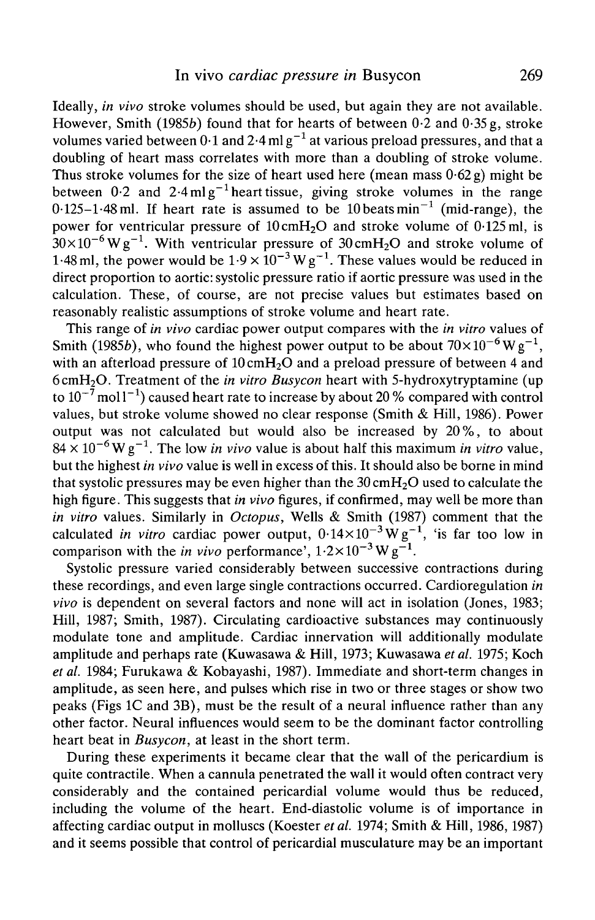Ideally, *in vivo* stroke volumes should be used, but again they are not available. However, Smith (1985*b*) found that for hearts of between 0·2 and 0·35 g, stroke volumes varied between 0·1 and 2·4 ml $g^{-1}$ at various preload pressures, and that a doubling of heart mass correlates with more than a doubling of stroke volume. Thus stroke volumes for the size of heart used here (mean mass 0·62 g) might be between 0·2 and 2·4 ml $g^{-1}$ heart tissue, giving stroke volumes in the range 0·125–1·48 ml. If heart rate is assumed to be 10 beats $min^{-1}$ (mid-range), the power for ventricular pressure of 10 $cmH_2O$ and stroke volume of 0·125 ml, is $30\times10^{-6}$ W $g^{-1}$. With ventricular pressure of 30 $cmH_2O$ and stroke volume of 1·48 ml, the power would be $1·9\times10^{-3}$ W $g^{-1}$. These values would be reduced in direct proportion to aortic:systolic pressure ratio if aortic pressure was used in the calculation. These, of course, are not precise values but estimates based on reasonably realistic assumptions of stroke volume and heart rate.

This range of *in vivo* cardiac power output compares with the *in vitro* values of Smith (1985*b*), who found the highest power output to be about $70\times10^{-6}$ W $g^{-1}$, with an afterload pressure of 10 $cmH_2O$ and a preload pressure of between 4 and 6 $cmH_2O$. Treatment of the *in vitro Busycon* heart with 5-hydroxytryptamine (up to $10^{-7}$ mol $l^{-1}$) caused heart rate to increase by about 20 % compared with control values, but stroke volume showed no clear response (Smith & Hill, 1986). Power output was not calculated but would also be increased by 20 %, to about $84\times10^{-6}$ W $g^{-1}$. The low *in vivo* value is about half this maximum *in vitro* value, but the highest *in vivo* value is well in excess of this. It should also be borne in mind that systolic pressures may be even higher than the 30 $cmH_2O$ used to calculate the high figure. This suggests that *in vivo* figures, if confirmed, may well be more than *in vitro* values. Similarly in *Octopus*, Wells & Smith (1987) comment that the calculated *in vitro* cardiac power output, $0·14\times10^{-3}$ W $g^{-1}$, 'is far too low in comparison with the *in vivo* performance', $1·2\times10^{-3}$ W $g^{-1}$.

Systolic pressure varied considerably between successive contractions during these recordings, and even large single contractions occurred. Cardioregulation *in vivo* is dependent on several factors and none will act in isolation (Jones, 1983; Hill, 1987; Smith, 1987). Circulating cardioactive substances may continuously modulate tone and amplitude. Cardiac innervation will additionally modulate amplitude and perhaps rate (Kuwasawa & Hill, 1973; Kuwasawa *et al.* 1975; Koch *et al.* 1984; Furukawa & Kobayashi, 1987). Immediate and short-term changes in amplitude, as seen here, and pulses which rise in two or three stages or show two peaks (Figs 1C and 3B), must be the result of a neural influence rather than any other factor. Neural influences would seem to be the dominant factor controlling heart beat in *Busycon*, at least in the short term.

During these experiments it became clear that the wall of the pericardium is quite contractile. When a cannula penetrated the wall it would often contract very considerably and the contained pericardial volume would thus be reduced, including the volume of the heart. End-diastolic volume is of importance in affecting cardiac output in molluscs (Koester *et al.* 1974; Smith & Hill, 1986, 1987) and it seems possible that control of pericardial musculature may be an important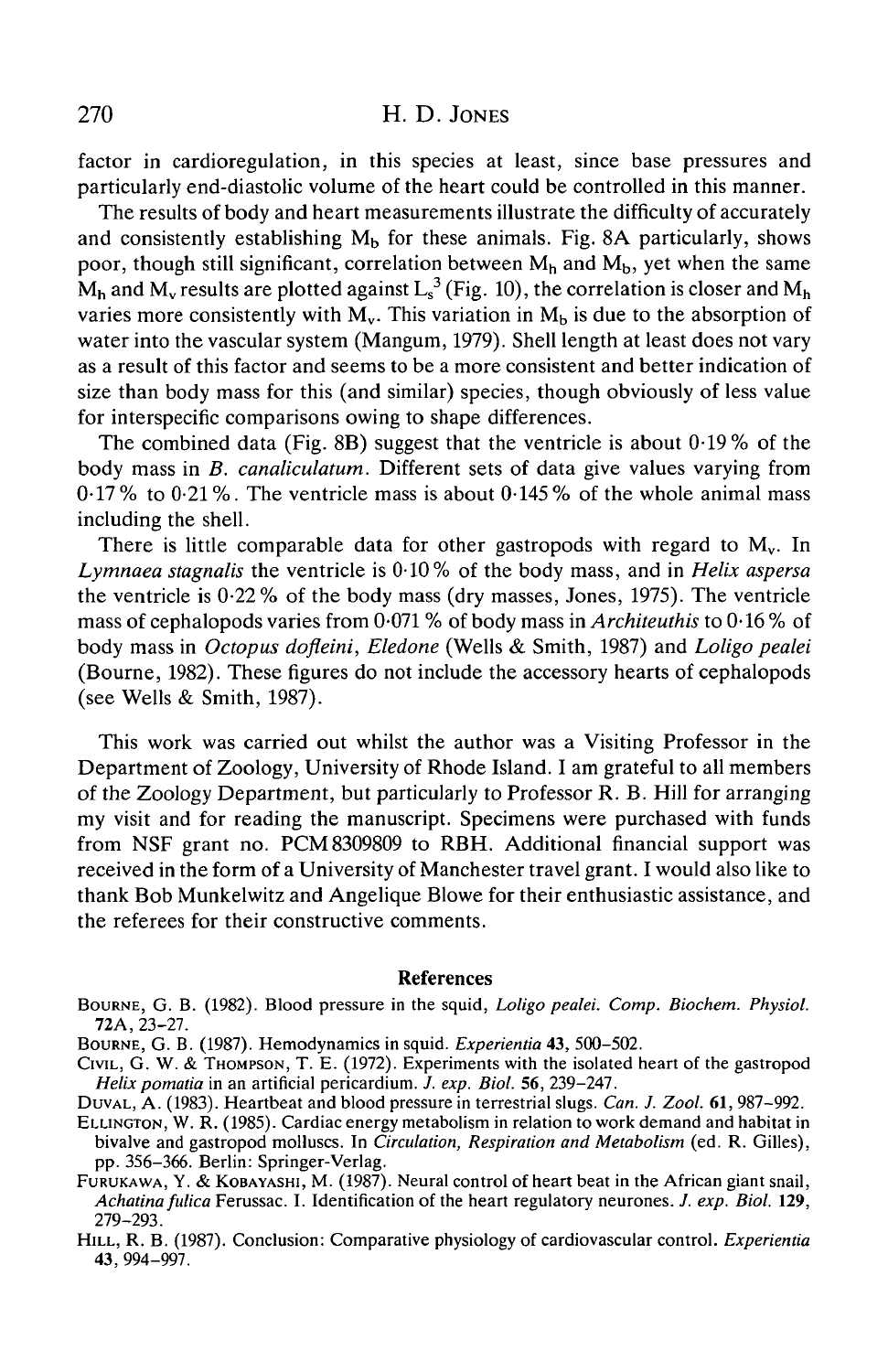factor in cardioregulation, in this species at least, since base pressures and particularly end-diastolic volume of the heart could be controlled in this manner.

The results of body and heart measurements illustrate the difficulty of accurately and consistently establishing $M_b$ for these animals. Fig. 8A particularly, shows poor, though still significant, correlation between $M_h$ and $M_b$, yet when the same $M_h$ and $M_v$ results are plotted against $L_s^3$ (Fig. 10), the correlation is closer and $M_h$ varies more consistently with $M_v$. This variation in $M_b$ is due to the absorption of water into the vascular system (Mangum, 1979). Shell length at least does not vary as a result of this factor and seems to be a more consistent and better indication of size than body mass for this (and similar) species, though obviously of less value for interspecific comparisons owing to shape differences.

The combined data (Fig. 8B) suggest that the ventricle is about 0·19 % of the body mass in *B. canaliculatum*. Different sets of data give values varying from 0·17 % to 0·21 %. The ventricle mass is about 0·145 % of the whole animal mass including the shell.

There is little comparable data for other gastropods with regard to $M_v$. In *Lymnaea stagnalis* the ventricle is 0·10 % of the body mass, and in *Helix aspersa* the ventricle is 0·22 % of the body mass (dry masses, Jones, 1975). The ventricle mass of cephalopods varies from 0·071 % of body mass in *Architeuthis* to 0·16 % of body mass in *Octopus dofleini*, *Eledone* (Wells & Smith, 1987) and *Loligo pealei* (Bourne, 1982). These figures do not include the accessory hearts of cephalopods (see Wells & Smith, 1987).

This work was carried out whilst the author was a Visiting Professor in the Department of Zoology, University of Rhode Island. I am grateful to all members of the Zoology Department, but particularly to Professor R. B. Hill for arranging my visit and for reading the manuscript. Specimens were purchased with funds from NSF grant no. PCM 8309809 to RBH. Additional financial support was received in the form of a University of Manchester travel grant. I would also like to thank Bob Munkelwitz and Angelique Blowe for their enthusiastic assistance, and the referees for their constructive comments.

## References

Bourne, G. B. (1982). Blood pressure in the squid, *Loligo pealei*. *Comp. Biochem. Physiol.* **72A**, 23–27.

Bourne, G. B. (1987). Hemodynamics in squid. *Experientia* **43**, 500–502.

Civil, G. W. & Thompson, T. E. (1972). Experiments with the isolated heart of the gastropod *Helix pomatia* in an artificial pericardium. *J. exp. Biol.* **56**, 239–247.

Duval, A. (1983). Heartbeat and blood pressure in terrestrial slugs. *Can. J. Zool.* **61**, 987–992.

Ellington, W. R. (1985). Cardiac energy metabolism in relation to work demand and habitat in bivalve and gastropod molluscs. In *Circulation, Respiration and Metabolism* (ed. R. Gilles), pp. 356–366. Berlin: Springer-Verlag.

Furukawa, Y. & Kobayashi, M. (1987). Neural control of heart beat in the African giant snail, *Achatina fulica* Ferussac. I. Identification of the heart regulatory neurones. *J. exp. Biol.* **129**, 279–293.

Hill, R. B. (1987). Conclusion: Comparative physiology of cardiovascular control. *Experientia* **43**, 994–997.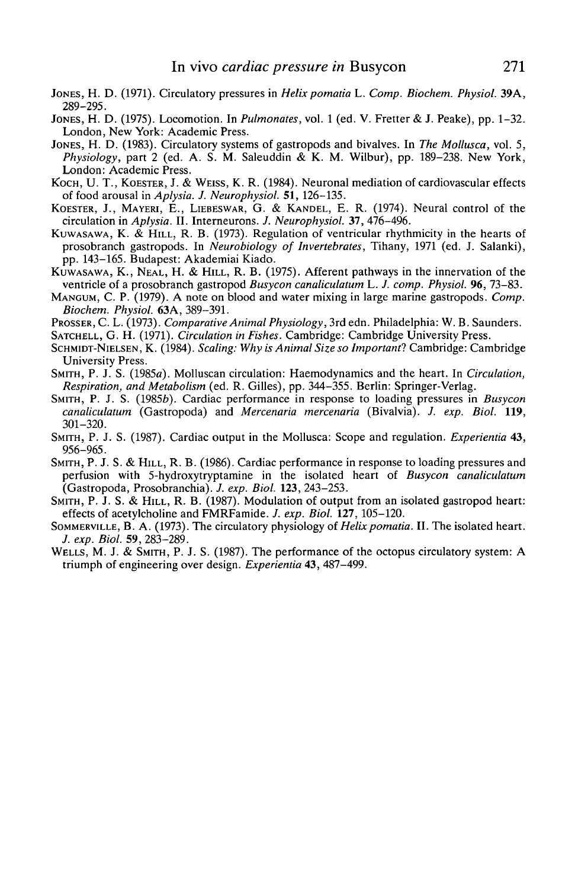Jones, H. D. (1971). Circulatory pressures in *Helix pomatia* L. *Comp. Biochem. Physiol.* **39A**, 289–295.

Jones, H. D. (1975). Locomotion. In *Pulmonates*, vol. 1 (ed. V. Fretter & J. Peake), pp. 1–32. London, New York: Academic Press.

Jones, H. D. (1983). Circulatory systems of gastropods and bivalves. In *The Mollusca*, vol. 5, *Physiology*, part 2 (ed. A. S. M. Saleuddin & K. M. Wilbur), pp. 189–238. New York, London: Academic Press.

Koch, U. T., Koester, J. & Weiss, K. R. (1984). Neuronal mediation of cardiovascular effects of food arousal in *Aplysia*. *J. Neurophysiol.* **51**, 126–135.

Koester, J., Mayeri, E., Liebeswar, G. & Kandel, E. R. (1974). Neural control of the circulation in *Aplysia*. II. Interneurons. *J. Neurophysiol.* **37**, 476–496.

Kuwasawa, K. & Hill, R. B. (1973). Regulation of ventricular rhythmicity in the hearts of prosobranch gastropods. In *Neurobiology of Invertebrates*, Tihany, 1971 (ed. J. Salanki), pp. 143–165. Budapest: Akademiai Kiado.

Kuwasawa, K., Neal, H. & Hill, R. B. (1975). Afferent pathways in the innervation of the ventricle of a prosobranch gastropod *Busycon canaliculatum* L. *J. comp. Physiol.* **96**, 73–83.

Mangum, C. P. (1979). A note on blood and water mixing in large marine gastropods. *Comp. Biochem. Physiol.* **63A**, 389–391.

Prosser, C. L. (1973). *Comparative Animal Physiology*, 3rd edn. Philadelphia: W. B. Saunders.

Satchell, G. H. (1971). *Circulation in Fishes*. Cambridge: Cambridge University Press.

Schmidt-Nielsen, K. (1984). *Scaling: Why is Animal Size so Important?* Cambridge: Cambridge University Press.

Smith, P. J. S. (1985*a*). Molluscan circulation: Haemodynamics and the heart. In *Circulation, Respiration, and Metabolism* (ed. R. Gilles), pp. 344–355. Berlin: Springer-Verlag.

Smith, P. J. S. (1985*b*). Cardiac performance in response to loading pressures in *Busycon canaliculatum* (Gastropoda) and *Mercenaria mercenaria* (Bivalvia). *J. exp. Biol.* **119**, 301–320.

Smith, P. J. S. (1987). Cardiac output in the Mollusca: Scope and regulation. *Experientia* **43**, 956–965.

Smith, P. J. S. & Hill, R. B. (1986). Cardiac performance in response to loading pressures and perfusion with 5-hydroxytryptamine in the isolated heart of *Busycon canaliculatum* (Gastropoda, Prosobranchia). *J. exp. Biol.* **123**, 243–253.

Smith, P. J. S. & Hill, R. B. (1987). Modulation of output from an isolated gastropod heart: effects of acetylcholine and FMRFamide. *J. exp. Biol.* **127**, 105–120.

Sommerville, B. A. (1973). The circulatory physiology of *Helix pomatia*. II. The isolated heart. *J. exp. Biol.* **59**, 283–289.

Wells, M. J. & Smith, P. J. S. (1987). The performance of the octopus circulatory system: A triumph of engineering over design. *Experientia* **43**, 487–499.